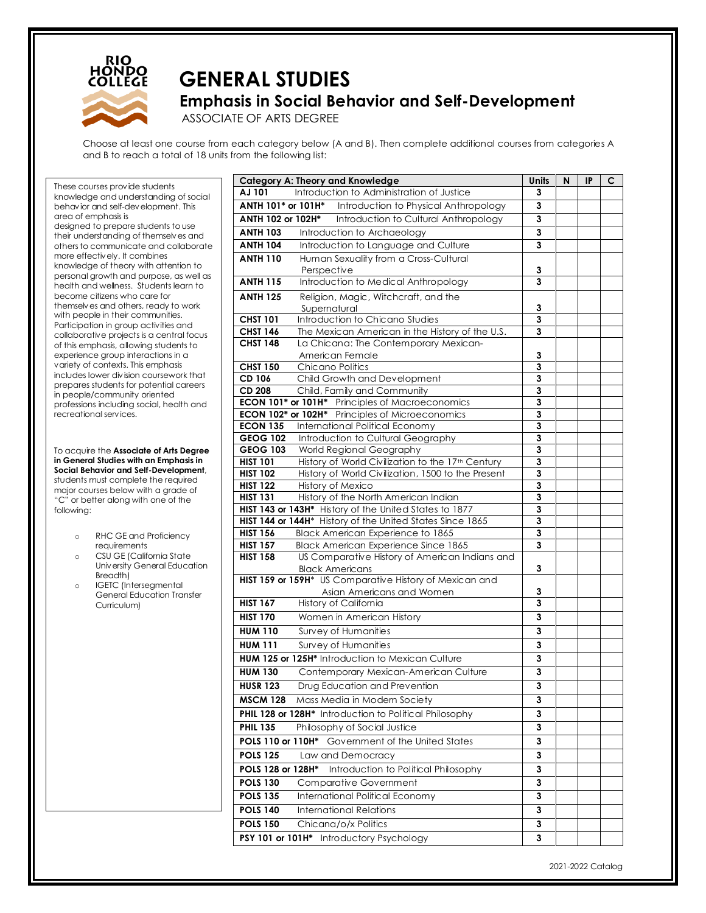# GENERAL STUDIES

## Emphasis in Social Behavior and Self-Development

ASSOCIATE OF ARTS DEGREE

Choose at least one course from each category below (A and B). Then complete additional courses from categories A and B to reach a total of 18 units from the following list:

These courses provide students knowledge and understanding of social behavior and self-development. This area of emphasis is designed to prepare students to use their understanding of themselves and others to communicate and collaborate more effectively. It combines knowledge of theory with attention to personal growth and purpose, as well as health and wellness. Students learn to become citizens who care for themselves and others, ready to work with people in their communities. Participation in group activities and collaborative projects is a central focus of this emphasis, allowing students to experience group interactions in a variety of contexts. This emphasis includes lower division coursework that prepares students for potential careers in people/community oriented professions including social, health and recreational services.

To acquire the **Associate of Arts Degree in General Studies with an Emphasis in Social Behavior and Self-Development**, students must complete the required major courses below with a grade of "C" or better along with one of the following:

- RHC GE and Proficiency requirements
- CSU GE (California State University General Education Breadth)
- IGETC (Intersegmental General Education Transfer Curriculum)

| Category A: Theory and Knowledge | Units | N | IP | C |
|---|---|---|---|---|
| **AJ 101** Introduction to Administration of Justice | 3 | | | |
| **ANTH 101* or 101H*** Introduction to Physical Anthropology | 3 | | | |
| **ANTH 102 or 102H*** Introduction to Cultural Anthropology | 3 | | | |
| **ANTH 103** Introduction to Archaeology | 3 | | | |
| **ANTH 104** Introduction to Language and Culture | 3 | | | |
| **ANTH 110** Human Sexuality from a Cross-Cultural Perspective | 3 | | | |
| **ANTH 115** Introduction to Medical Anthropology | 3 | | | |
| **ANTH 125** Religion, Magic, Witchcraft, and the Supernatural | 3 | | | |
| **CHST 101** Introduction to Chicano Studies | 3 | | | |
| **CHST 146** The Mexican American in the History of the U.S. | 3 | | | |
| **CHST 148** La Chicana: The Contemporary Mexican-American Female | 3 | | | |
| **CHST 150** Chicano Politics | 3 | | | |
| **CD 106** Child Growth and Development | 3 | | | |
| **CD 208** Child, Family and Community | 3 | | | |
| **ECON 101* or 101H*** Principles of Macroeconomics | 3 | | | |
| **ECON 102* or 102H*** Principles of Microeconomics | 3 | | | |
| **ECON 135** International Political Economy | 3 | | | |
| **GEOG 102** Introduction to Cultural Geography | 3 | | | |
| **GEOG 103** World Regional Geography | 3 | | | |
| **HIST 101** History of World Civilization to the 17th Century | 3 | | | |
| **HIST 102** History of World Civilization, 1500 to the Present | 3 | | | |
| **HIST 122** History of Mexico | 3 | | | |
| **HIST 131** History of the North American Indian | 3 | | | |
| **HIST 143 or 143H*** History of the United States to 1877 | 3 | | | |
| **HIST 144 or 144H*** History of the United States Since 1865 | 3 | | | |
| **HIST 156** Black American Experience to 1865 | 3 | | | |
| **HIST 157** Black American Experience Since 1865 | 3 | | | |
| **HIST 158** US Comparative History of American Indians and Black Americans | 3 | | | |
| **HIST 159 or 159H*** US Comparative History of Mexican and Asian Americans and Women | 3 | | | |
| **HIST 167** History of California | 3 | | | |
| **HIST 170** Women in American History | 3 | | | |
| **HUM 110** Survey of Humanities | 3 | | | |
| **HUM 111** Survey of Humanities | 3 | | | |
| **HUM 125 or 125H*** Introduction to Mexican Culture | 3 | | | |
| **HUM 130** Contemporary Mexican-American Culture | 3 | | | |
| **HUSR 123** Drug Education and Prevention | 3 | | | |
| **MSCM 128** Mass Media in Modern Society | 3 | | | |
| **PHIL 128 or 128H*** Introduction to Political Philosophy | 3 | | | |
| **PHIL 135** Philosophy of Social Justice | 3 | | | |
| **POLS 110 or 110H*** Government of the United States | 3 | | | |
| **POLS 125** Law and Democracy | 3 | | | |
| **POLS 128 or 128H*** Introduction to Political Philosophy | 3 | | | |
| **POLS 130** Comparative Government | 3 | | | |
| **POLS 135** International Political Economy | 3 | | | |
| **POLS 140** International Relations | 3 | | | |
| **POLS 150** Chicana/o/x Politics | 3 | | | |
| **PSY 101 or 101H*** Introductory Psychology | 3 | | | |

2021-2022 Catalog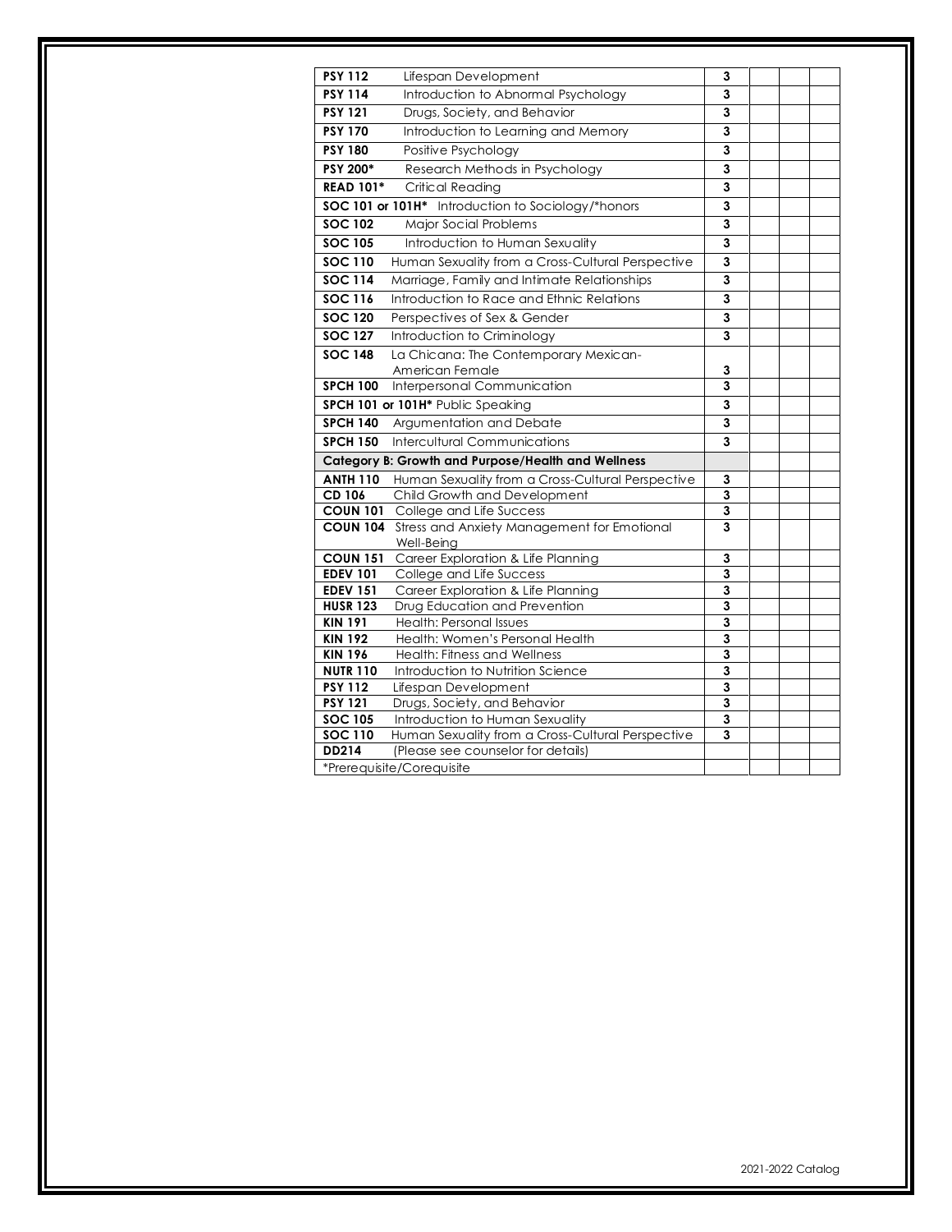| | | | | |
|---|---|---|---|---|
| **PSY 112** Lifespan Development | 3 | | | |
| **PSY 114** Introduction to Abnormal Psychology | 3 | | | |
| **PSY 121** Drugs, Society, and Behavior | 3 | | | |
| **PSY 170** Introduction to Learning and Memory | 3 | | | |
| **PSY 180** Positive Psychology | 3 | | | |
| **PSY 200*** Research Methods in Psychology | 3 | | | |
| **READ 101*** Critical Reading | 3 | | | |
| **SOC 101 or 101H*** Introduction to Sociology/*honors | 3 | | | |
| **SOC 102** Major Social Problems | 3 | | | |
| **SOC 105** Introduction to Human Sexuality | 3 | | | |
| **SOC 110** Human Sexuality from a Cross-Cultural Perspective | 3 | | | |
| **SOC 114** Marriage, Family and Intimate Relationships | 3 | | | |
| **SOC 116** Introduction to Race and Ethnic Relations | 3 | | | |
| **SOC 120** Perspectives of Sex & Gender | 3 | | | |
| **SOC 127** Introduction to Criminology | 3 | | | |
| **SOC 148** La Chicana: The Contemporary Mexican-American Female | 3 | | | |
| **SPCH 100** Interpersonal Communication | 3 | | | |
| **SPCH 101 or 101H*** Public Speaking | 3 | | | |
| **SPCH 140** Argumentation and Debate | 3 | | | |
| **SPCH 150** Intercultural Communications | 3 | | | |
| **Category B: Growth and Purpose/Health and Wellness** | | | | |
| **ANTH 110** Human Sexuality from a Cross-Cultural Perspective | 3 | | | |
| **CD 106** Child Growth and Development | 3 | | | |
| **COUN 101** College and Life Success | 3 | | | |
| **COUN 104** Stress and Anxiety Management for Emotional Well-Being | 3 | | | |
| **COUN 151** Career Exploration & Life Planning | 3 | | | |
| **EDEV 101** College and Life Success | 3 | | | |
| **EDEV 151** Career Exploration & Life Planning | 3 | | | |
| **HUSR 123** Drug Education and Prevention | 3 | | | |
| **KIN 191** Health: Personal Issues | 3 | | | |
| **KIN 192** Health: Women's Personal Health | 3 | | | |
| **KIN 196** Health: Fitness and Wellness | 3 | | | |
| **NUTR 110** Introduction to Nutrition Science | 3 | | | |
| **PSY 112** Lifespan Development | 3 | | | |
| **PSY 121** Drugs, Society, and Behavior | 3 | | | |
| **SOC 105** Introduction to Human Sexuality | 3 | | | |
| **SOC 110** Human Sexuality from a Cross-Cultural Perspective | 3 | | | |
| **DD214** (Please see counselor for details) | | | | |
| *Prerequisite/Corequisite | | | | |